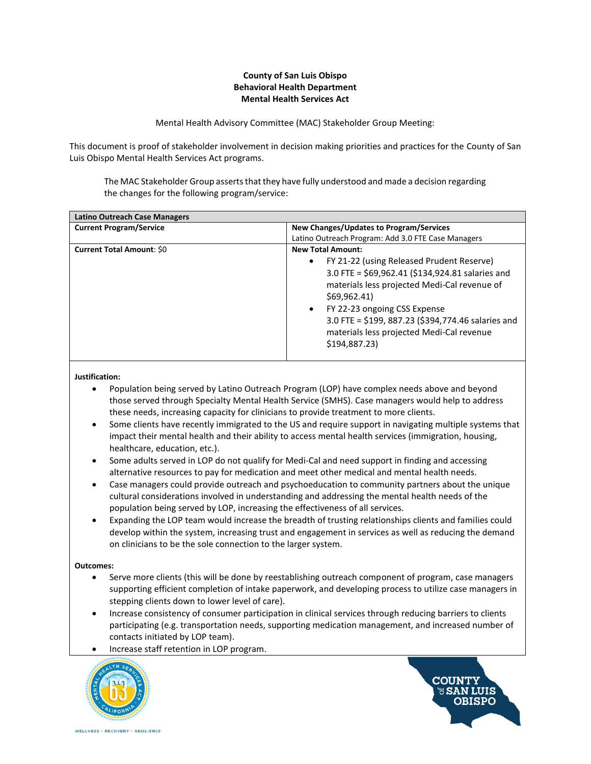**County of San Luis Obispo**
**Behavioral Health Department**
**Mental Health Services Act**

Mental Health Advisory Committee (MAC) Stakeholder Group Meeting:

This document is proof of stakeholder involvement in decision making priorities and practices for the County of San Luis Obispo Mental Health Services Act programs.

The MAC Stakeholder Group asserts that they have fully understood and made a decision regarding the changes for the following program/service:

| **Latino Outreach Case Managers** | |
|---|---|
| **Current Program/Service** | **New Changes/Updates to Program/Services**<br>Latino Outreach Program: Add 3.0 FTE Case Managers |
| **Current Total Amount**: $0 | **New Total Amount:**<br>• FY 21-22 (using Released Prudent Reserve) 3.0 FTE = $69,962.41 ($134,924.81 salaries and materials less projected Medi-Cal revenue of $69,962.41)<br>• FY 22-23 ongoing CSS Expense 3.0 FTE = $199, 887.23 ($394,774.46 salaries and materials less projected Medi-Cal revenue $194,887.23) |

**Justification:**

- Population being served by Latino Outreach Program (LOP) have complex needs above and beyond those served through Specialty Mental Health Service (SMHS). Case managers would help to address these needs, increasing capacity for clinicians to provide treatment to more clients.
- Some clients have recently immigrated to the US and require support in navigating multiple systems that impact their mental health and their ability to access mental health services (immigration, housing, healthcare, education, etc.).
- Some adults served in LOP do not qualify for Medi-Cal and need support in finding and accessing alternative resources to pay for medication and meet other medical and mental health needs.
- Case managers could provide outreach and psychoeducation to community partners about the unique cultural considerations involved in understanding and addressing the mental health needs of the population being served by LOP, increasing the effectiveness of all services.
- Expanding the LOP team would increase the breadth of trusting relationships clients and families could develop within the system, increasing trust and engagement in services as well as reducing the demand on clinicians to be the sole connection to the larger system.

**Outcomes:**

- Serve more clients (this will be done by reestablishing outreach component of program, case managers supporting efficient completion of intake paperwork, and developing process to utilize case managers in stepping clients down to lower level of care).
- Increase consistency of consumer participation in clinical services through reducing barriers to clients participating (e.g. transportation needs, supporting medication management, and increased number of contacts initiated by LOP team).
- Increase staff retention in LOP program.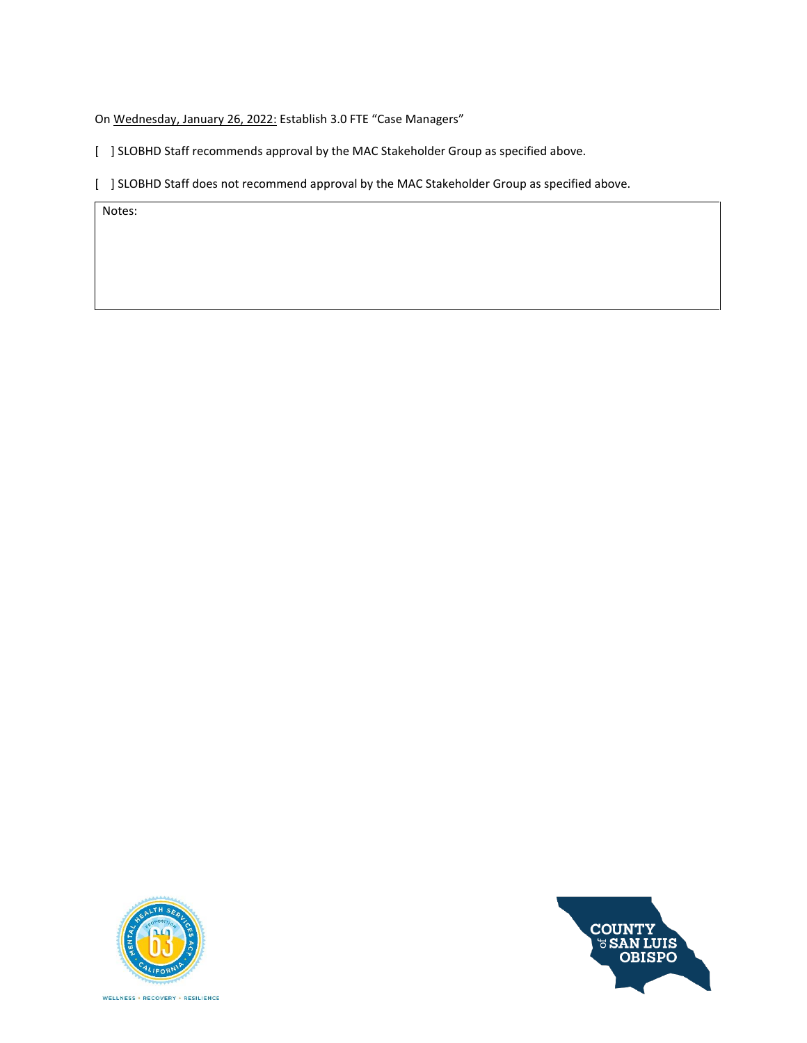On Wednesday, January 26, 2022: Establish 3.0 FTE "Case Managers"

[ ] SLOBHD Staff recommends approval by the MAC Stakeholder Group as specified above.

[ ] SLOBHD Staff does not recommend approval by the MAC Stakeholder Group as specified above.

| Notes: |
| --- |
| |